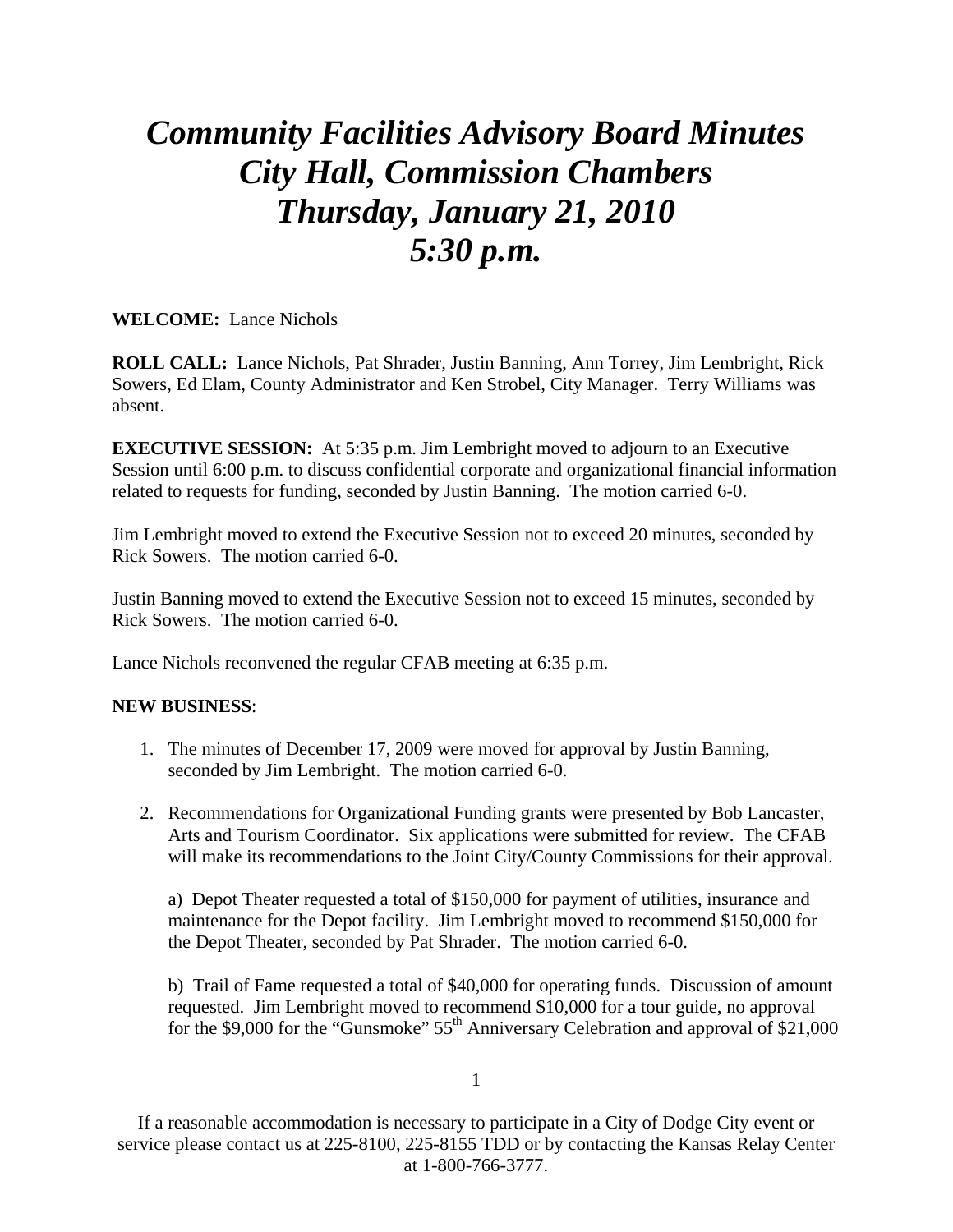# *Community Facilities Advisory Board Minutes*
# *City Hall, Commission Chambers*
# *Thursday, January 21, 2010*
# *5:30 p.m.*

**WELCOME:** Lance Nichols

**ROLL CALL:** Lance Nichols, Pat Shrader, Justin Banning, Ann Torrey, Jim Lembright, Rick Sowers, Ed Elam, County Administrator and Ken Strobel, City Manager. Terry Williams was absent.

**EXECUTIVE SESSION:** At 5:35 p.m. Jim Lembright moved to adjourn to an Executive Session until 6:00 p.m. to discuss confidential corporate and organizational financial information related to requests for funding, seconded by Justin Banning. The motion carried 6-0.

Jim Lembright moved to extend the Executive Session not to exceed 20 minutes, seconded by Rick Sowers. The motion carried 6-0.

Justin Banning moved to extend the Executive Session not to exceed 15 minutes, seconded by Rick Sowers. The motion carried 6-0.

Lance Nichols reconvened the regular CFAB meeting at 6:35 p.m.

**NEW BUSINESS**:

1. The minutes of December 17, 2009 were moved for approval by Justin Banning, seconded by Jim Lembright. The motion carried 6-0.

2. Recommendations for Organizational Funding grants were presented by Bob Lancaster, Arts and Tourism Coordinator. Six applications were submitted for review. The CFAB will make its recommendations to the Joint City/County Commissions for their approval.

   a) Depot Theater requested a total of $150,000 for payment of utilities, insurance and maintenance for the Depot facility. Jim Lembright moved to recommend $150,000 for the Depot Theater, seconded by Pat Shrader. The motion carried 6-0.

   b) Trail of Fame requested a total of $40,000 for operating funds. Discussion of amount requested. Jim Lembright moved to recommend $10,000 for a tour guide, no approval for the $9,000 for the "Gunsmoke" 55th Anniversary Celebration and approval of $21,000

If a reasonable accommodation is necessary to participate in a City of Dodge City event or service please contact us at 225-8100, 225-8155 TDD or by contacting the Kansas Relay Center at 1-800-766-3777.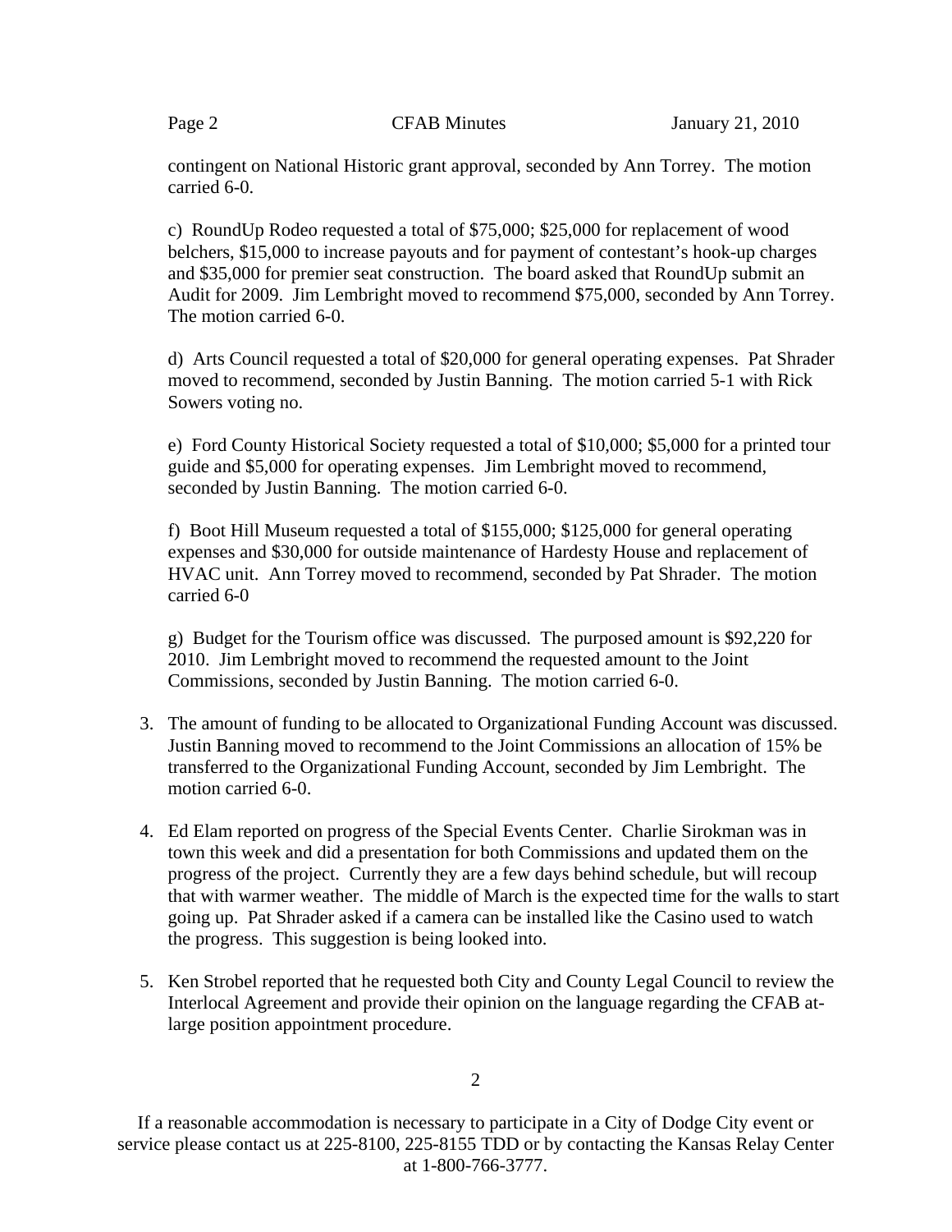contingent on National Historic grant approval, seconded by Ann Torrey. The motion carried 6-0.

c) RoundUp Rodeo requested a total of $75,000; $25,000 for replacement of wood belchers, $15,000 to increase payouts and for payment of contestant's hook-up charges and $35,000 for premier seat construction. The board asked that RoundUp submit an Audit for 2009. Jim Lembright moved to recommend $75,000, seconded by Ann Torrey. The motion carried 6-0.

d) Arts Council requested a total of $20,000 for general operating expenses. Pat Shrader moved to recommend, seconded by Justin Banning. The motion carried 5-1 with Rick Sowers voting no.

e) Ford County Historical Society requested a total of $10,000; $5,000 for a printed tour guide and $5,000 for operating expenses. Jim Lembright moved to recommend, seconded by Justin Banning. The motion carried 6-0.

f) Boot Hill Museum requested a total of $155,000; $125,000 for general operating expenses and $30,000 for outside maintenance of Hardesty House and replacement of HVAC unit. Ann Torrey moved to recommend, seconded by Pat Shrader. The motion carried 6-0

g) Budget for the Tourism office was discussed. The purposed amount is $92,220 for 2010. Jim Lembright moved to recommend the requested amount to the Joint Commissions, seconded by Justin Banning. The motion carried 6-0.

3. The amount of funding to be allocated to Organizational Funding Account was discussed. Justin Banning moved to recommend to the Joint Commissions an allocation of 15% be transferred to the Organizational Funding Account, seconded by Jim Lembright. The motion carried 6-0.

4. Ed Elam reported on progress of the Special Events Center. Charlie Sirokman was in town this week and did a presentation for both Commissions and updated them on the progress of the project. Currently they are a few days behind schedule, but will recoup that with warmer weather. The middle of March is the expected time for the walls to start going up. Pat Shrader asked if a camera can be installed like the Casino used to watch the progress. This suggestion is being looked into.

5. Ken Strobel reported that he requested both City and County Legal Council to review the Interlocal Agreement and provide their opinion on the language regarding the CFAB at-large position appointment procedure.

If a reasonable accommodation is necessary to participate in a City of Dodge City event or service please contact us at 225-8100, 225-8155 TDD or by contacting the Kansas Relay Center at 1-800-766-3777.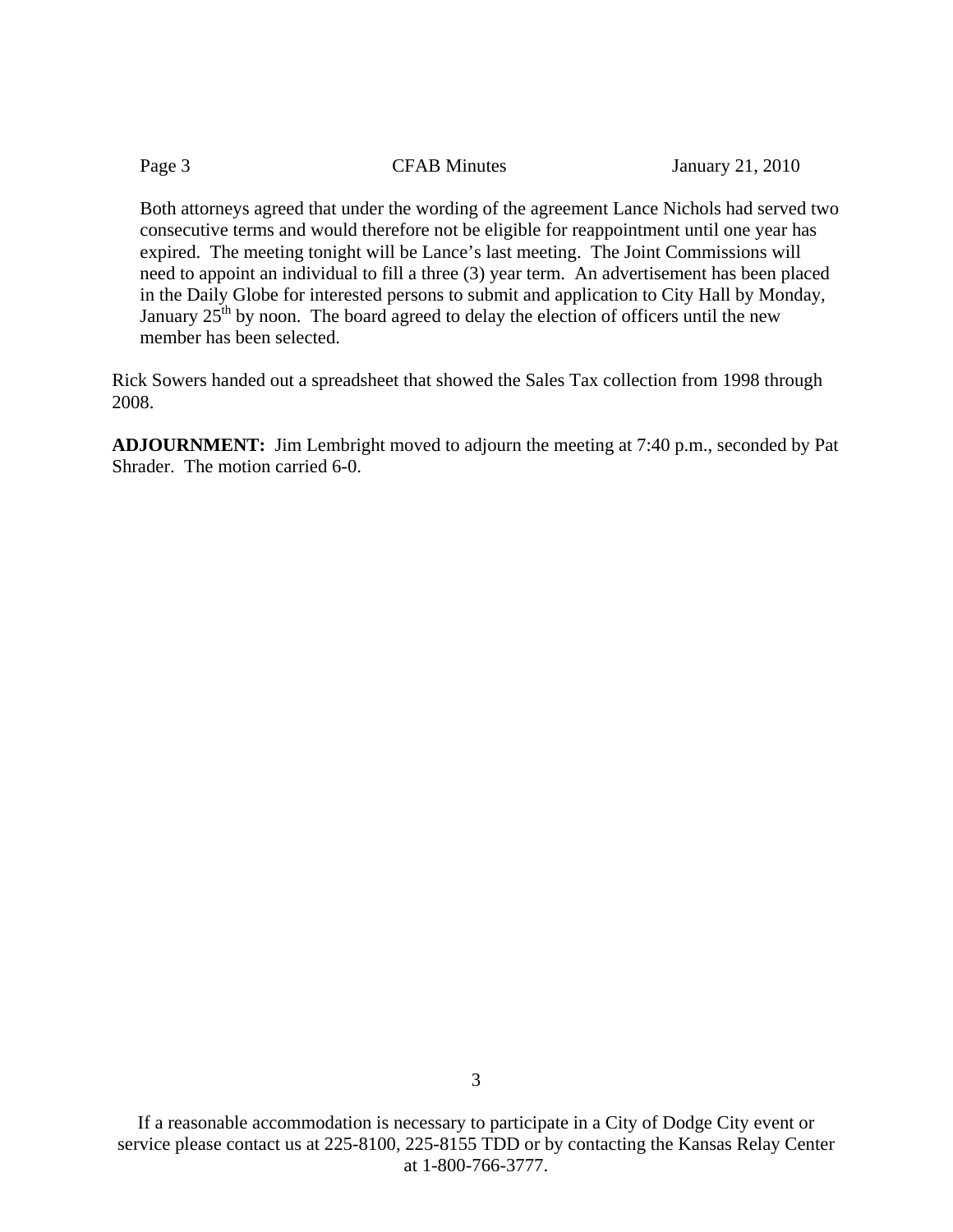Both attorneys agreed that under the wording of the agreement Lance Nichols had served two consecutive terms and would therefore not be eligible for reappointment until one year has expired. The meeting tonight will be Lance's last meeting. The Joint Commissions will need to appoint an individual to fill a three (3) year term. An advertisement has been placed in the Daily Globe for interested persons to submit and application to City Hall by Monday, January 25th by noon. The board agreed to delay the election of officers until the new member has been selected.

Rick Sowers handed out a spreadsheet that showed the Sales Tax collection from 1998 through 2008.

**ADJOURNMENT:** Jim Lembright moved to adjourn the meeting at 7:40 p.m., seconded by Pat Shrader. The motion carried 6-0.

If a reasonable accommodation is necessary to participate in a City of Dodge City event or service please contact us at 225-8100, 225-8155 TDD or by contacting the Kansas Relay Center at 1-800-766-3777.